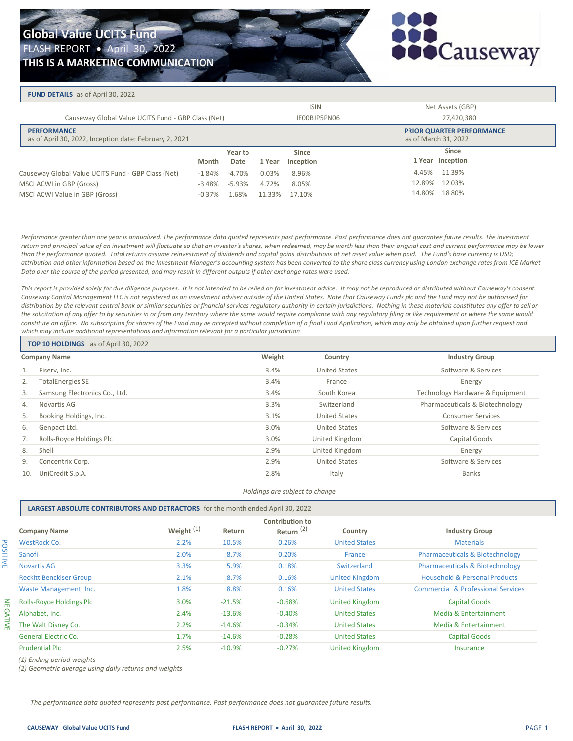# Global Value UCITS Fund

FLASH REPORT • April 30, 2022

**THIS IS A MARKETING COMMUNICATION**

Causeway

## FUND DETAILS as of April 30, 2022

| | ISIN | Net Assets (GBP) |
|---|---|---|
| Causeway Global Value UCITS Fund - GBP Class (Net) | IE00BJP5PN06 | 27,420,380 |

## PERFORMANCE

as of April 30, 2022, Inception date: February 2, 2021

**PRIOR QUARTER PERFORMANCE** as of March 31, 2022

| | Month | Year to Date | 1 Year | Since Inception | Prior Quarter 1 Year | Prior Quarter Since Inception |
|---|---|---|---|---|---|---|
| Causeway Global Value UCITS Fund - GBP Class (Net) | -1.84% | -4.70% | 0.03% | 8.96% | 4.45% | 11.39% |
| MSCI ACWI in GBP (Gross) | -3.48% | -5.93% | 4.72% | 8.05% | 12.89% | 12.03% |
| MSCI ACWI Value in GBP (Gross) | -0.37% | 1.68% | 11.33% | 17.10% | 14.80% | 18.80% |

*Performance greater than one year is annualized. The performance data quoted represents past performance. Past performance does not guarantee future results. The investment return and principal value of an investment will fluctuate so that an investor's shares, when redeemed, may be worth less than their original cost and current performance may be lower than the performance quoted. Total returns assume reinvestment of dividends and capital gains distributions at net asset value when paid. The Fund's base currency is USD; attribution and other information based on the Investment Manager's accounting system has been converted to the share class currency using London exchange rates from ICE Market Data over the course of the period presented, and may result in different outputs if other exchange rates were used.*

*This report is provided solely for due diligence purposes. It is not intended to be relied on for investment advice. It may not be reproduced or distributed without Causeway's consent. Causeway Capital Management LLC is not registered as an investment adviser outside of the United States. Note that Causeway Funds plc and the Fund may not be authorised for distribution by the relevant central bank or similar securities or financial services regulatory authority in certain jurisdictions. Nothing in these materials constitutes any offer to sell or the solicitation of any offer to by securities in or from any territory where the same would require compliance with any regulatory filing or like requirement or where the same would constitute an office. No subscription for shares of the Fund may be accepted without completion of a final Fund Application, which may only be obtained upon further request and which may include additional representations and information relevant for a particular jurisdiction*

## TOP 10 HOLDINGS as of April 30, 2022

| | Company Name | Weight | Country | Industry Group |
|---|---|---|---|---|
| 1. | Fiserv, Inc. | 3.4% | United States | Software & Services |
| 2. | TotalEnergies SE | 3.4% | France | Energy |
| 3. | Samsung Electronics Co., Ltd. | 3.4% | South Korea | Technology Hardware & Equipment |
| 4. | Novartis AG | 3.3% | Switzerland | Pharmaceuticals & Biotechnology |
| 5. | Booking Holdings, Inc. | 3.1% | United States | Consumer Services |
| 6. | Genpact Ltd. | 3.0% | United States | Software & Services |
| 7. | Rolls-Royce Holdings Plc | 3.0% | United Kingdom | Capital Goods |
| 8. | Shell | 2.9% | United Kingdom | Energy |
| 9. | Concentrix Corp. | 2.9% | United States | Software & Services |
| 10. | UniCredit S.p.A. | 2.8% | Italy | Banks |

*Holdings are subject to change*

## LARGEST ABSOLUTE CONTRIBUTORS AND DETRACTORS for the month ended April 30, 2022

| | Company Name | Weight (1) | Return | Contribution to Return (2) | Country | Industry Group |
|---|---|---|---|---|---|---|
| POSITIVE | WestRock Co. | 2.2% | 10.5% | 0.26% | United States | Materials |
| | Sanofi | 2.0% | 8.7% | 0.20% | France | Pharmaceuticals & Biotechnology |
| | Novartis AG | 3.3% | 5.9% | 0.18% | Switzerland | Pharmaceuticals & Biotechnology |
| | Reckitt Benckiser Group | 2.1% | 8.7% | 0.16% | United Kingdom | Household & Personal Products |
| | Waste Management, Inc. | 1.8% | 8.8% | 0.16% | United States | Commercial & Professional Services |
| NEGATIVE | Rolls-Royce Holdings Plc | 3.0% | -21.5% | -0.68% | United Kingdom | Capital Goods |
| | Alphabet, Inc. | 2.4% | -13.6% | -0.40% | United States | Media & Entertainment |
| | The Walt Disney Co. | 2.2% | -14.6% | -0.34% | United States | Media & Entertainment |
| | General Electric Co. | 1.7% | -14.6% | -0.28% | United States | Capital Goods |
| | Prudential Plc | 2.5% | -10.9% | -0.27% | United Kingdom | Insurance |

*(1) Ending period weights*
*(2) Geometric average using daily returns and weights*

*The performance data quoted represents past performance. Past performance does not guarantee future results.*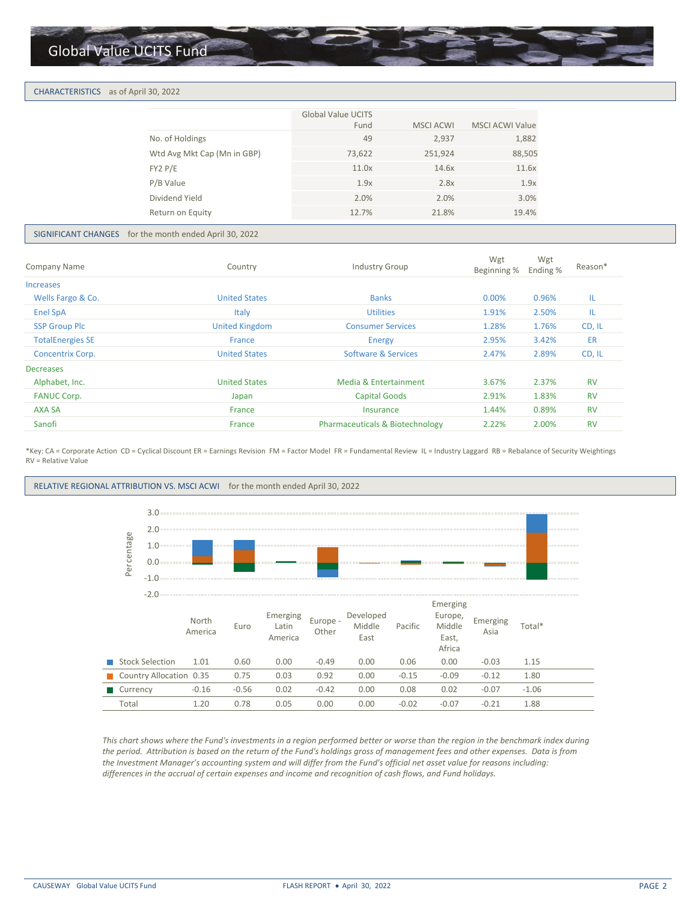# Global Value UCITS Fund

## CHARACTERISTICS as of April 30, 2022

| | Global Value UCITS Fund | MSCI ACWI | MSCI ACWI Value |
|---|---|---|---|
| No. of Holdings | 49 | 2,937 | 1,882 |
| Wtd Avg Mkt Cap (Mn in GBP) | 73,622 | 251,924 | 88,505 |
| FY2 P/E | 11.0x | 14.6x | 11.6x |
| P/B Value | 1.9x | 2.8x | 1.9x |
| Dividend Yield | 2.0% | 2.0% | 3.0% |
| Return on Equity | 12.7% | 21.8% | 19.4% |

## SIGNIFICANT CHANGES for the month ended April 30, 2022

| Company Name | Country | Industry Group | Wgt Beginning % | Wgt Ending % | Reason* |
|---|---|---|---|---|---|
| **Increases** | | | | | |
| Wells Fargo & Co. | United States | Banks | 0.00% | 0.96% | IL |
| Enel SpA | Italy | Utilities | 1.91% | 2.50% | IL |
| SSP Group Plc | United Kingdom | Consumer Services | 1.28% | 1.76% | CD, IL |
| TotalEnergies SE | France | Energy | 2.95% | 3.42% | ER |
| Concentrix Corp. | United States | Software & Services | 2.47% | 2.89% | CD, IL |
| **Decreases** | | | | | |
| Alphabet, Inc. | United States | Media & Entertainment | 3.67% | 2.37% | RV |
| FANUC Corp. | Japan | Capital Goods | 2.91% | 1.83% | RV |
| AXA SA | France | Insurance | 1.44% | 0.89% | RV |
| Sanofi | France | Pharmaceuticals & Biotechnology | 2.22% | 2.00% | RV |

*Key: CA = Corporate Action CD = Cyclical Discount ER = Earnings Revision FM = Factor Model FR = Fundamental Review IL = Industry Laggard RB = Rebalance of Security Weightings RV = Relative Value

## RELATIVE REGIONAL ATTRIBUTION VS. MSCI ACWI for the month ended April 30, 2022

| | North America | Euro | Emerging Latin America | Europe - Other | Developed Middle East | Pacific | Emerging Europe, Middle East, Africa | Emerging Asia | Total* |
|---|---|---|---|---|---|---|---|---|---|
| Stock Selection | 1.01 | 0.60 | 0.00 | -0.49 | 0.00 | 0.06 | 0.00 | -0.03 | 1.15 |
| Country Allocation | 0.35 | 0.75 | 0.03 | 0.92 | 0.00 | -0.15 | -0.09 | -0.12 | 1.80 |
| Currency | -0.16 | -0.56 | 0.02 | -0.42 | 0.00 | 0.08 | 0.02 | -0.07 | -1.06 |
| Total | 1.20 | 0.78 | 0.05 | 0.00 | 0.00 | -0.02 | -0.07 | -0.21 | 1.88 |

*This chart shows where the Fund's investments in a region performed better or worse than the region in the benchmark index during the period. Attribution is based on the return of the Fund's holdings gross of management fees and other expenses. Data is from the Investment Manager's accounting system and will differ from the Fund's official net asset value for reasons including: differences in the accrual of certain expenses and income and recognition of cash flows, and Fund holidays.*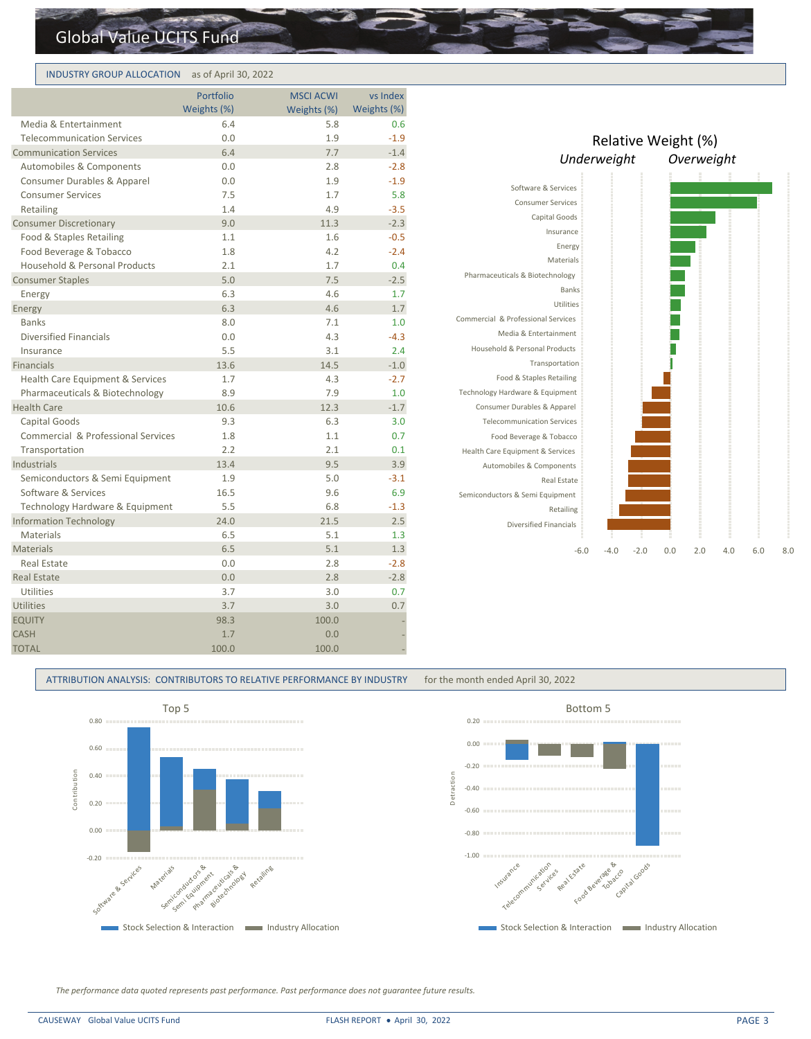# Global Value UCITS Fund

## INDUSTRY GROUP ALLOCATION as of April 30, 2022

| | Portfolio Weights (%) | MSCI ACWI Weights (%) | vs Index Weights (%) |
|---|---|---|---|
| Media & Entertainment | 6.4 | 5.8 | 0.6 |
| Telecommunication Services | 0.0 | 1.9 | -1.9 |
| Communication Services | 6.4 | 7.7 | -1.4 |
| Automobiles & Components | 0.0 | 2.8 | -2.8 |
| Consumer Durables & Apparel | 0.0 | 1.9 | -1.9 |
| Consumer Services | 7.5 | 1.7 | 5.8 |
| Retailing | 1.4 | 4.9 | -3.5 |
| Consumer Discretionary | 9.0 | 11.3 | -2.3 |
| Food & Staples Retailing | 1.1 | 1.6 | -0.5 |
| Food Beverage & Tobacco | 1.8 | 4.2 | -2.4 |
| Household & Personal Products | 2.1 | 1.7 | 0.4 |
| Consumer Staples | 5.0 | 7.5 | -2.5 |
| Energy | 6.3 | 4.6 | 1.7 |
| Energy | 6.3 | 4.6 | 1.7 |
| Banks | 8.0 | 7.1 | 1.0 |
| Diversified Financials | 0.0 | 4.3 | -4.3 |
| Insurance | 5.5 | 3.1 | 2.4 |
| Financials | 13.6 | 14.5 | -1.0 |
| Health Care Equipment & Services | 1.7 | 4.3 | -2.7 |
| Pharmaceuticals & Biotechnology | 8.9 | 7.9 | 1.0 |
| Health Care | 10.6 | 12.3 | -1.7 |
| Capital Goods | 9.3 | 6.3 | 3.0 |
| Commercial & Professional Services | 1.8 | 1.1 | 0.7 |
| Transportation | 2.2 | 2.1 | 0.1 |
| Industrials | 13.4 | 9.5 | 3.9 |
| Semiconductors & Semi Equipment | 1.9 | 5.0 | -3.1 |
| Software & Services | 16.5 | 9.6 | 6.9 |
| Technology Hardware & Equipment | 5.5 | 6.8 | -1.3 |
| Information Technology | 24.0 | 21.5 | 2.5 |
| Materials | 6.5 | 5.1 | 1.3 |
| Materials | 6.5 | 5.1 | 1.3 |
| Real Estate | 0.0 | 2.8 | -2.8 |
| Real Estate | 0.0 | 2.8 | -2.8 |
| Utilities | 3.7 | 3.0 | 0.7 |
| Utilities | 3.7 | 3.0 | 0.7 |
| EQUITY | 98.3 | 100.0 | - |
| CASH | 1.7 | 0.0 | - |
| TOTAL | 100.0 | 100.0 | - |

## ATTRIBUTION ANALYSIS: CONTRIBUTORS TO RELATIVE PERFORMANCE BY INDUSTRY for the month ended April 30, 2022

*The performance data quoted represents past performance. Past performance does not guarantee future results.*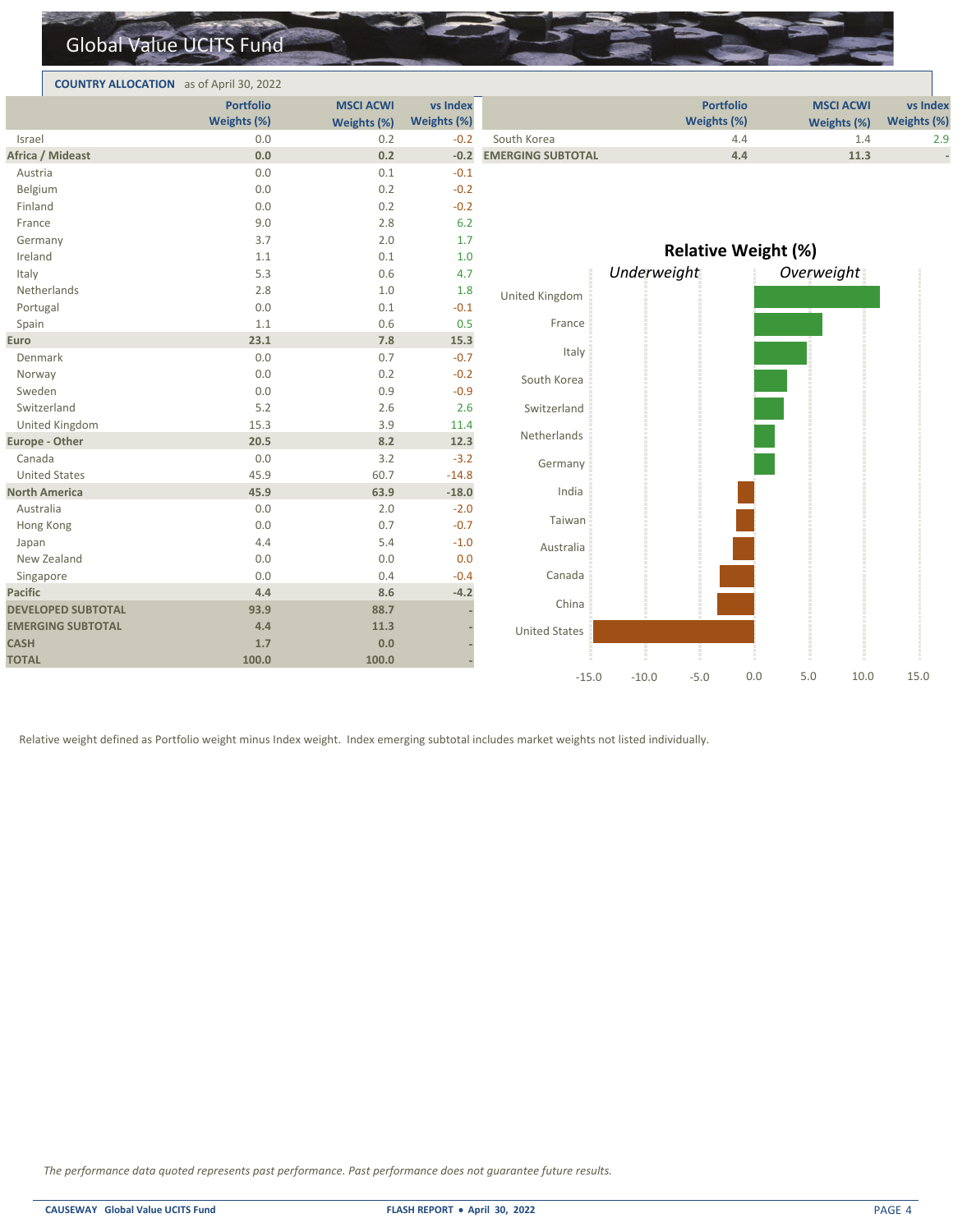# Global Value UCITS Fund

**COUNTRY ALLOCATION** as of April 30, 2022

| | Portfolio Weights (%) | MSCI ACWI Weights (%) | vs Index Weights (%) |
|---|---|---|---|
| Israel | 0.0 | 0.2 | -0.2 |
| **Africa / Mideast** | **0.0** | **0.2** | **-0.2** |
| Austria | 0.0 | 0.1 | -0.1 |
| Belgium | 0.0 | 0.2 | -0.2 |
| Finland | 0.0 | 0.2 | -0.2 |
| France | 9.0 | 2.8 | 6.2 |
| Germany | 3.7 | 2.0 | 1.7 |
| Ireland | 1.1 | 0.1 | 1.0 |
| Italy | 5.3 | 0.6 | 4.7 |
| Netherlands | 2.8 | 1.0 | 1.8 |
| Portugal | 0.0 | 0.1 | -0.1 |
| Spain | 1.1 | 0.6 | 0.5 |
| **Euro** | **23.1** | **7.8** | **15.3** |
| Denmark | 0.0 | 0.7 | -0.7 |
| Norway | 0.0 | 0.2 | -0.2 |
| Sweden | 0.0 | 0.9 | -0.9 |
| Switzerland | 5.2 | 2.6 | 2.6 |
| United Kingdom | 15.3 | 3.9 | 11.4 |
| **Europe - Other** | **20.5** | **8.2** | **12.3** |
| Canada | 0.0 | 3.2 | -3.2 |
| United States | 45.9 | 60.7 | -14.8 |
| **North America** | **45.9** | **63.9** | **-18.0** |
| Australia | 0.0 | 2.0 | -2.0 |
| Hong Kong | 0.0 | 0.7 | -0.7 |
| Japan | 4.4 | 5.4 | -1.0 |
| New Zealand | 0.0 | 0.0 | 0.0 |
| Singapore | 0.0 | 0.4 | -0.4 |
| **Pacific** | **4.4** | **8.6** | **-4.2** |
| **DEVELOPED SUBTOTAL** | **93.9** | **88.7** | - |
| **EMERGING SUBTOTAL** | **4.4** | **11.3** | - |
| **CASH** | **1.7** | **0.0** | - |
| **TOTAL** | **100.0** | **100.0** | - |

| | Portfolio Weights (%) | MSCI ACWI Weights (%) | vs Index Weights (%) |
|---|---|---|---|
| South Korea | 4.4 | 1.4 | 2.9 |
| **EMERGING SUBTOTAL** | **4.4** | **11.3** | - |

**Relative Weight (%)**

*Underweight* / *Overweight*

| Country | Relative Weight (%) |
|---|---|
| United Kingdom | 11.4 |
| France | 6.2 |
| Italy | 4.7 |
| South Korea | 2.9 |
| Switzerland | 2.6 |
| Netherlands | 1.8 |
| Germany | 1.7 |
| India | |
| Taiwan | |
| Australia | -2.0 |
| Canada | -3.2 |
| China | |
| United States | -14.8 |

Relative weight defined as Portfolio weight minus Index weight. Index emerging subtotal includes market weights not listed individually.

*The performance data quoted represents past performance. Past performance does not guarantee future results.*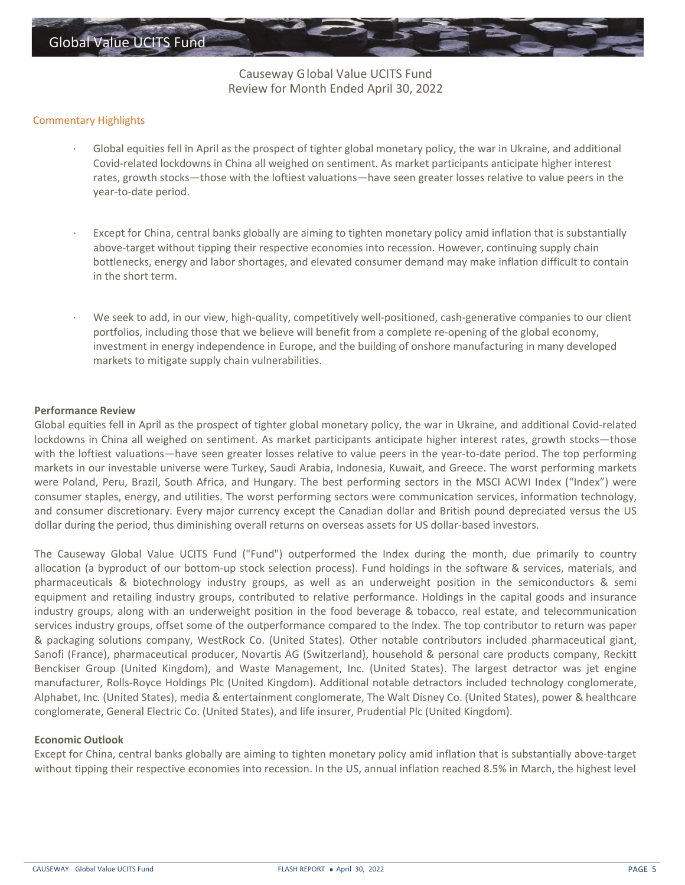Causeway Global Value UCITS Fund
Review for Month Ended April 30, 2022

## Commentary Highlights

- Global equities fell in April as the prospect of tighter global monetary policy, the war in Ukraine, and additional Covid-related lockdowns in China all weighed on sentiment. As market participants anticipate higher interest rates, growth stocks—those with the loftiest valuations—have seen greater losses relative to value peers in the year-to-date period.
- Except for China, central banks globally are aiming to tighten monetary policy amid inflation that is substantially above-target without tipping their respective economies into recession. However, continuing supply chain bottlenecks, energy and labor shortages, and elevated consumer demand may make inflation difficult to contain in the short term.
- We seek to add, in our view, high-quality, competitively well-positioned, cash-generative companies to our client portfolios, including those that we believe will benefit from a complete re-opening of the global economy, investment in energy independence in Europe, and the building of onshore manufacturing in many developed markets to mitigate supply chain vulnerabilities.

**Performance Review**

Global equities fell in April as the prospect of tighter global monetary policy, the war in Ukraine, and additional Covid-related lockdowns in China all weighed on sentiment. As market participants anticipate higher interest rates, growth stocks—those with the loftiest valuations—have seen greater losses relative to value peers in the year-to-date period. The top performing markets in our investable universe were Turkey, Saudi Arabia, Indonesia, Kuwait, and Greece. The worst performing markets were Poland, Peru, Brazil, South Africa, and Hungary. The best performing sectors in the MSCI ACWI Index ("Index") were consumer staples, energy, and utilities. The worst performing sectors were communication services, information technology, and consumer discretionary. Every major currency except the Canadian dollar and British pound depreciated versus the US dollar during the period, thus diminishing overall returns on overseas assets for US dollar-based investors.

The Causeway Global Value UCITS Fund ("Fund") outperformed the Index during the month, due primarily to country allocation (a byproduct of our bottom-up stock selection process). Fund holdings in the software & services, materials, and pharmaceuticals & biotechnology industry groups, as well as an underweight position in the semiconductors & semi equipment and retailing industry groups, contributed to relative performance. Holdings in the capital goods and insurance industry groups, along with an underweight position in the food beverage & tobacco, real estate, and telecommunication services industry groups, offset some of the outperformance compared to the Index. The top contributor to return was paper & packaging solutions company, WestRock Co. (United States). Other notable contributors included pharmaceutical giant, Sanofi (France), pharmaceutical producer, Novartis AG (Switzerland), household & personal care products company, Reckitt Benckiser Group (United Kingdom), and Waste Management, Inc. (United States). The largest detractor was jet engine manufacturer, Rolls-Royce Holdings Plc (United Kingdom). Additional notable detractors included technology conglomerate, Alphabet, Inc. (United States), media & entertainment conglomerate, The Walt Disney Co. (United States), power & healthcare conglomerate, General Electric Co. (United States), and life insurer, Prudential Plc (United Kingdom).

**Economic Outlook**

Except for China, central banks globally are aiming to tighten monetary policy amid inflation that is substantially above-target without tipping their respective economies into recession. In the US, annual inflation reached 8.5% in March, the highest level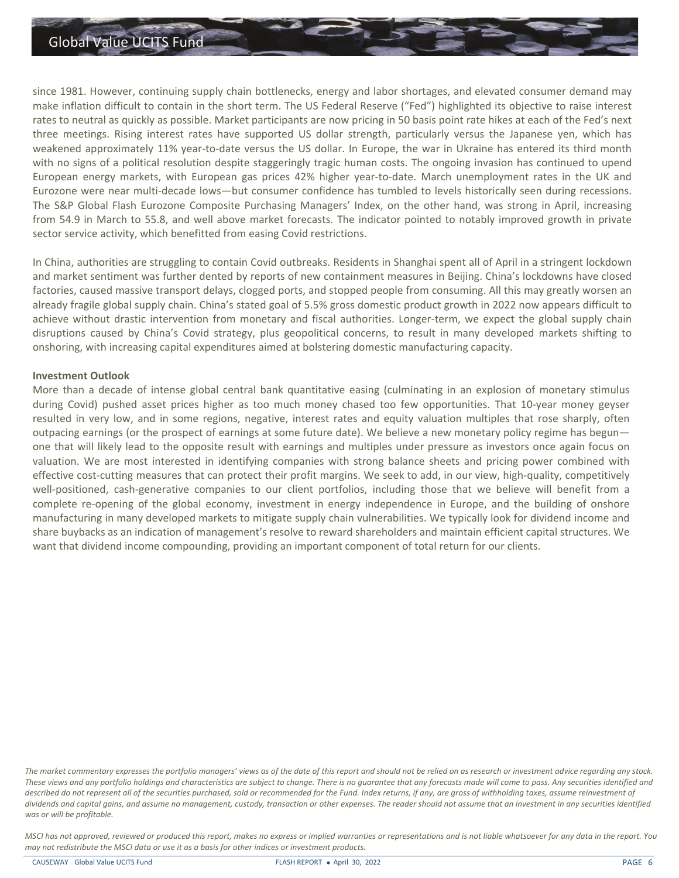since 1981. However, continuing supply chain bottlenecks, energy and labor shortages, and elevated consumer demand may make inflation difficult to contain in the short term. The US Federal Reserve ("Fed") highlighted its objective to raise interest rates to neutral as quickly as possible. Market participants are now pricing in 50 basis point rate hikes at each of the Fed's next three meetings. Rising interest rates have supported US dollar strength, particularly versus the Japanese yen, which has weakened approximately 11% year-to-date versus the US dollar. In Europe, the war in Ukraine has entered its third month with no signs of a political resolution despite staggeringly tragic human costs. The ongoing invasion has continued to upend European energy markets, with European gas prices 42% higher year-to-date. March unemployment rates in the UK and Eurozone were near multi-decade lows—but consumer confidence has tumbled to levels historically seen during recessions. The S&P Global Flash Eurozone Composite Purchasing Managers' Index, on the other hand, was strong in April, increasing from 54.9 in March to 55.8, and well above market forecasts. The indicator pointed to notably improved growth in private sector service activity, which benefitted from easing Covid restrictions.

In China, authorities are struggling to contain Covid outbreaks. Residents in Shanghai spent all of April in a stringent lockdown and market sentiment was further dented by reports of new containment measures in Beijing. China's lockdowns have closed factories, caused massive transport delays, clogged ports, and stopped people from consuming. All this may greatly worsen an already fragile global supply chain. China's stated goal of 5.5% gross domestic product growth in 2022 now appears difficult to achieve without drastic intervention from monetary and fiscal authorities. Longer-term, we expect the global supply chain disruptions caused by China's Covid strategy, plus geopolitical concerns, to result in many developed markets shifting to onshoring, with increasing capital expenditures aimed at bolstering domestic manufacturing capacity.

**Investment Outlook**

More than a decade of intense global central bank quantitative easing (culminating in an explosion of monetary stimulus during Covid) pushed asset prices higher as too much money chased too few opportunities. That 10-year money geyser resulted in very low, and in some regions, negative, interest rates and equity valuation multiples that rose sharply, often outpacing earnings (or the prospect of earnings at some future date). We believe a new monetary policy regime has begun—one that will likely lead to the opposite result with earnings and multiples under pressure as investors once again focus on valuation. We are most interested in identifying companies with strong balance sheets and pricing power combined with effective cost-cutting measures that can protect their profit margins. We seek to add, in our view, high-quality, competitively well-positioned, cash-generative companies to our client portfolios, including those that we believe will benefit from a complete re-opening of the global economy, investment in energy independence in Europe, and the building of onshore manufacturing in many developed markets to mitigate supply chain vulnerabilities. We typically look for dividend income and share buybacks as an indication of management's resolve to reward shareholders and maintain efficient capital structures. We want that dividend income compounding, providing an important component of total return for our clients.

*The market commentary expresses the portfolio managers' views as of the date of this report and should not be relied on as research or investment advice regarding any stock. These views and any portfolio holdings and characteristics are subject to change. There is no guarantee that any forecasts made will come to pass. Any securities identified and described do not represent all of the securities purchased, sold or recommended for the Fund. Index returns, if any, are gross of withholding taxes, assume reinvestment of dividends and capital gains, and assume no management, custody, transaction or other expenses. The reader should not assume that an investment in any securities identified was or will be profitable.*

*MSCI has not approved, reviewed or produced this report, makes no express or implied warranties or representations and is not liable whatsoever for any data in the report. You may not redistribute the MSCI data or use it as a basis for other indices or investment products.*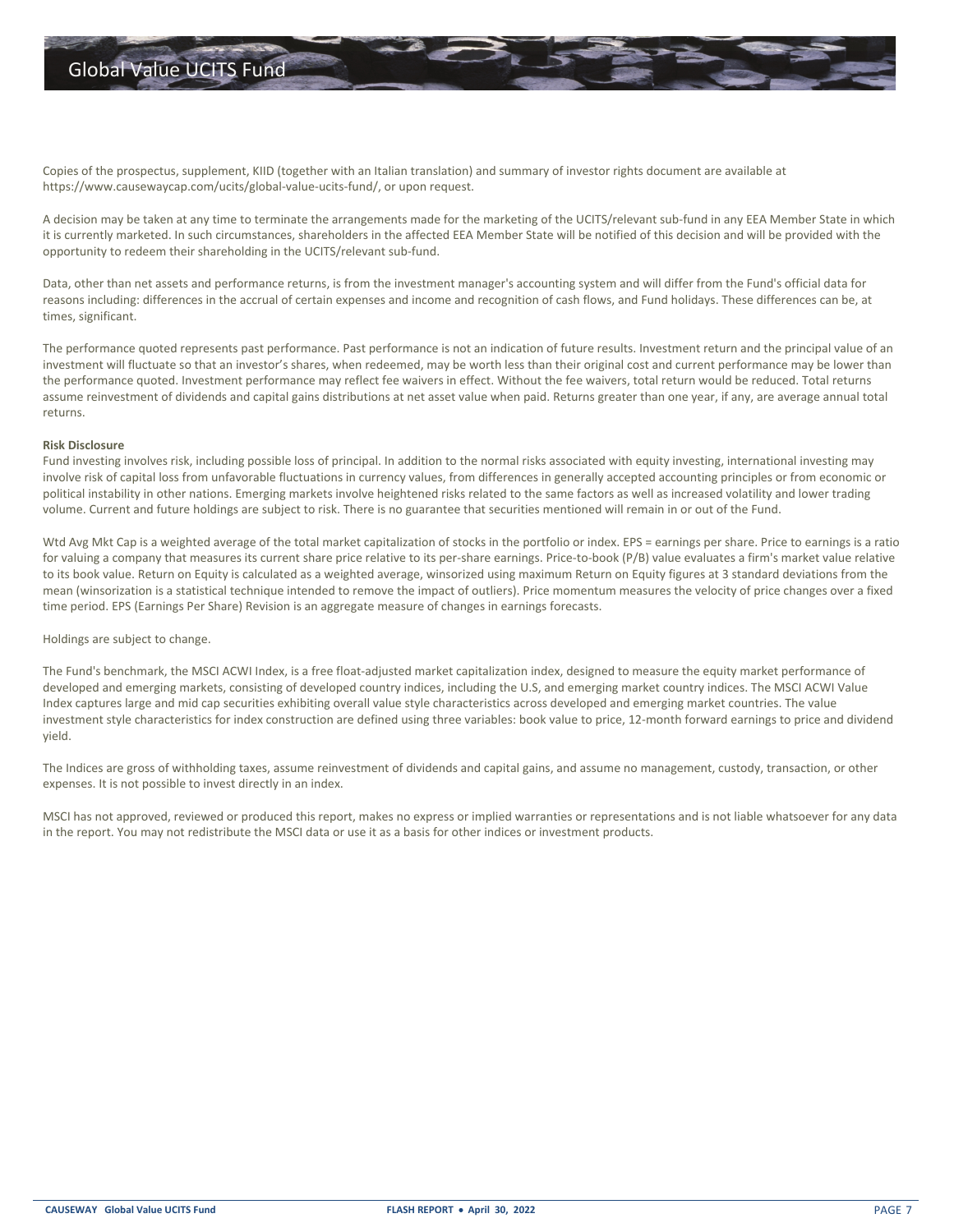Copies of the prospectus, supplement, KIID (together with an Italian translation) and summary of investor rights document are available at https://www.causewaycap.com/ucits/global-value-ucits-fund/, or upon request.

A decision may be taken at any time to terminate the arrangements made for the marketing of the UCITS/relevant sub-fund in any EEA Member State in which it is currently marketed. In such circumstances, shareholders in the affected EEA Member State will be notified of this decision and will be provided with the opportunity to redeem their shareholding in the UCITS/relevant sub-fund.

Data, other than net assets and performance returns, is from the investment manager's accounting system and will differ from the Fund's official data for reasons including: differences in the accrual of certain expenses and income and recognition of cash flows, and Fund holidays. These differences can be, at times, significant.

The performance quoted represents past performance. Past performance is not an indication of future results. Investment return and the principal value of an investment will fluctuate so that an investor's shares, when redeemed, may be worth less than their original cost and current performance may be lower than the performance quoted. Investment performance may reflect fee waivers in effect. Without the fee waivers, total return would be reduced. Total returns assume reinvestment of dividends and capital gains distributions at net asset value when paid. Returns greater than one year, if any, are average annual total returns.

**Risk Disclosure**

Fund investing involves risk, including possible loss of principal. In addition to the normal risks associated with equity investing, international investing may involve risk of capital loss from unfavorable fluctuations in currency values, from differences in generally accepted accounting principles or from economic or political instability in other nations. Emerging markets involve heightened risks related to the same factors as well as increased volatility and lower trading volume. Current and future holdings are subject to risk. There is no guarantee that securities mentioned will remain in or out of the Fund.

Wtd Avg Mkt Cap is a weighted average of the total market capitalization of stocks in the portfolio or index. EPS = earnings per share. Price to earnings is a ratio for valuing a company that measures its current share price relative to its per-share earnings. Price-to-book (P/B) value evaluates a firm's market value relative to its book value. Return on Equity is calculated as a weighted average, winsorized using maximum Return on Equity figures at 3 standard deviations from the mean (winsorization is a statistical technique intended to remove the impact of outliers). Price momentum measures the velocity of price changes over a fixed time period. EPS (Earnings Per Share) Revision is an aggregate measure of changes in earnings forecasts.

Holdings are subject to change.

The Fund's benchmark, the MSCI ACWI Index, is a free float-adjusted market capitalization index, designed to measure the equity market performance of developed and emerging markets, consisting of developed country indices, including the U.S, and emerging market country indices. The MSCI ACWI Value Index captures large and mid cap securities exhibiting overall value style characteristics across developed and emerging market countries. The value investment style characteristics for index construction are defined using three variables: book value to price, 12-month forward earnings to price and dividend yield.

The Indices are gross of withholding taxes, assume reinvestment of dividends and capital gains, and assume no management, custody, transaction, or other expenses. It is not possible to invest directly in an index.

MSCI has not approved, reviewed or produced this report, makes no express or implied warranties or representations and is not liable whatsoever for any data in the report. You may not redistribute the MSCI data or use it as a basis for other indices or investment products.